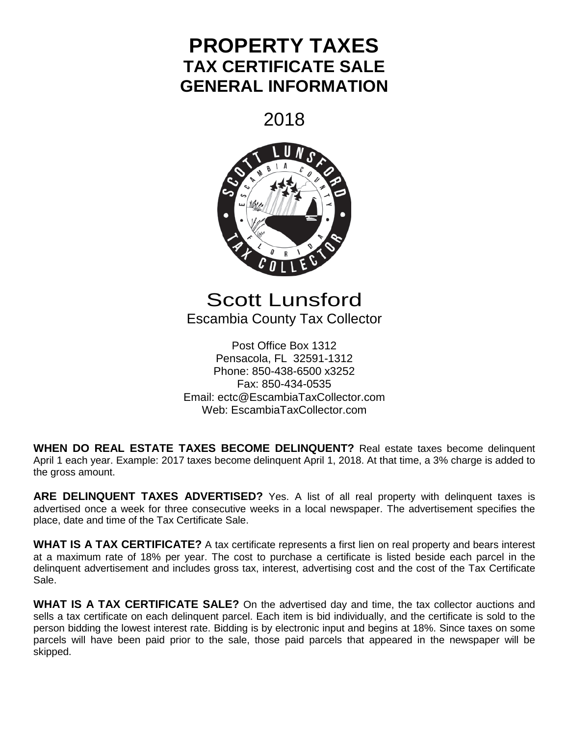# PROPERTY TAXES
## TAX CERTIFICATE SALE
## GENERAL INFORMATION

2018

Scott Lunsford
Escambia County Tax Collector

Post Office Box 1312
Pensacola, FL 32591-1312
Phone: 850-438-6500 x3252
Fax: 850-434-0535
Email: ectc@EscambiaTaxCollector.com
Web: EscambiaTaxCollector.com

**WHEN DO REAL ESTATE TAXES BECOME DELINQUENT?** Real estate taxes become delinquent April 1 each year. Example: 2017 taxes become delinquent April 1, 2018. At that time, a 3% charge is added to the gross amount.

**ARE DELINQUENT TAXES ADVERTISED?** Yes. A list of all real property with delinquent taxes is advertised once a week for three consecutive weeks in a local newspaper. The advertisement specifies the place, date and time of the Tax Certificate Sale.

**WHAT IS A TAX CERTIFICATE?** A tax certificate represents a first lien on real property and bears interest at a maximum rate of 18% per year. The cost to purchase a certificate is listed beside each parcel in the delinquent advertisement and includes gross tax, interest, advertising cost and the cost of the Tax Certificate Sale.

**WHAT IS A TAX CERTIFICATE SALE?** On the advertised day and time, the tax collector auctions and sells a tax certificate on each delinquent parcel. Each item is bid individually, and the certificate is sold to the person bidding the lowest interest rate. Bidding is by electronic input and begins at 18%. Since taxes on some parcels will have been paid prior to the sale, those paid parcels that appeared in the newspaper will be skipped.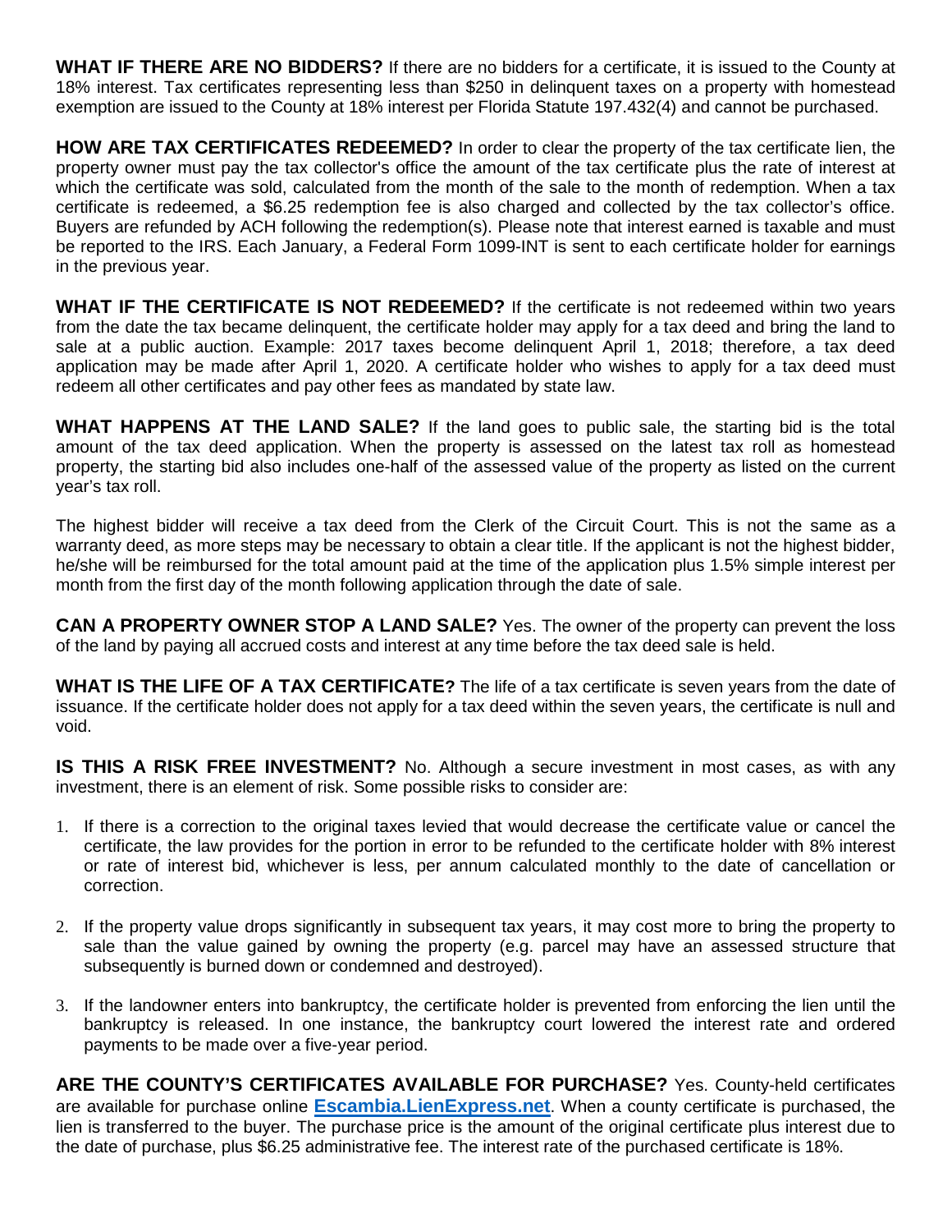**WHAT IF THERE ARE NO BIDDERS?** If there are no bidders for a certificate, it is issued to the County at 18% interest. Tax certificates representing less than $250 in delinquent taxes on a property with homestead exemption are issued to the County at 18% interest per Florida Statute 197.432(4) and cannot be purchased.

**HOW ARE TAX CERTIFICATES REDEEMED?** In order to clear the property of the tax certificate lien, the property owner must pay the tax collector's office the amount of the tax certificate plus the rate of interest at which the certificate was sold, calculated from the month of the sale to the month of redemption. When a tax certificate is redeemed, a $6.25 redemption fee is also charged and collected by the tax collector's office. Buyers are refunded by ACH following the redemption(s). Please note that interest earned is taxable and must be reported to the IRS. Each January, a Federal Form 1099-INT is sent to each certificate holder for earnings in the previous year.

**WHAT IF THE CERTIFICATE IS NOT REDEEMED?** If the certificate is not redeemed within two years from the date the tax became delinquent, the certificate holder may apply for a tax deed and bring the land to sale at a public auction. Example: 2017 taxes become delinquent April 1, 2018; therefore, a tax deed application may be made after April 1, 2020. A certificate holder who wishes to apply for a tax deed must redeem all other certificates and pay other fees as mandated by state law.

**WHAT HAPPENS AT THE LAND SALE?** If the land goes to public sale, the starting bid is the total amount of the tax deed application. When the property is assessed on the latest tax roll as homestead property, the starting bid also includes one-half of the assessed value of the property as listed on the current year's tax roll.

The highest bidder will receive a tax deed from the Clerk of the Circuit Court. This is not the same as a warranty deed, as more steps may be necessary to obtain a clear title. If the applicant is not the highest bidder, he/she will be reimbursed for the total amount paid at the time of the application plus 1.5% simple interest per month from the first day of the month following application through the date of sale.

**CAN A PROPERTY OWNER STOP A LAND SALE?** Yes. The owner of the property can prevent the loss of the land by paying all accrued costs and interest at any time before the tax deed sale is held.

**WHAT IS THE LIFE OF A TAX CERTIFICATE?** The life of a tax certificate is seven years from the date of issuance. If the certificate holder does not apply for a tax deed within the seven years, the certificate is null and void.

**IS THIS A RISK FREE INVESTMENT?** No. Although a secure investment in most cases, as with any investment, there is an element of risk. Some possible risks to consider are:

1. If there is a correction to the original taxes levied that would decrease the certificate value or cancel the certificate, the law provides for the portion in error to be refunded to the certificate holder with 8% interest or rate of interest bid, whichever is less, per annum calculated monthly to the date of cancellation or correction.

2. If the property value drops significantly in subsequent tax years, it may cost more to bring the property to sale than the value gained by owning the property (e.g. parcel may have an assessed structure that subsequently is burned down or condemned and destroyed).

3. If the landowner enters into bankruptcy, the certificate holder is prevented from enforcing the lien until the bankruptcy is released. In one instance, the bankruptcy court lowered the interest rate and ordered payments to be made over a five-year period.

**ARE THE COUNTY'S CERTIFICATES AVAILABLE FOR PURCHASE?** Yes. County-held certificates are available for purchase online **Escambia.LienExpress.net**. When a county certificate is purchased, the lien is transferred to the buyer. The purchase price is the amount of the original certificate plus interest due to the date of purchase, plus $6.25 administrative fee. The interest rate of the purchased certificate is 18%.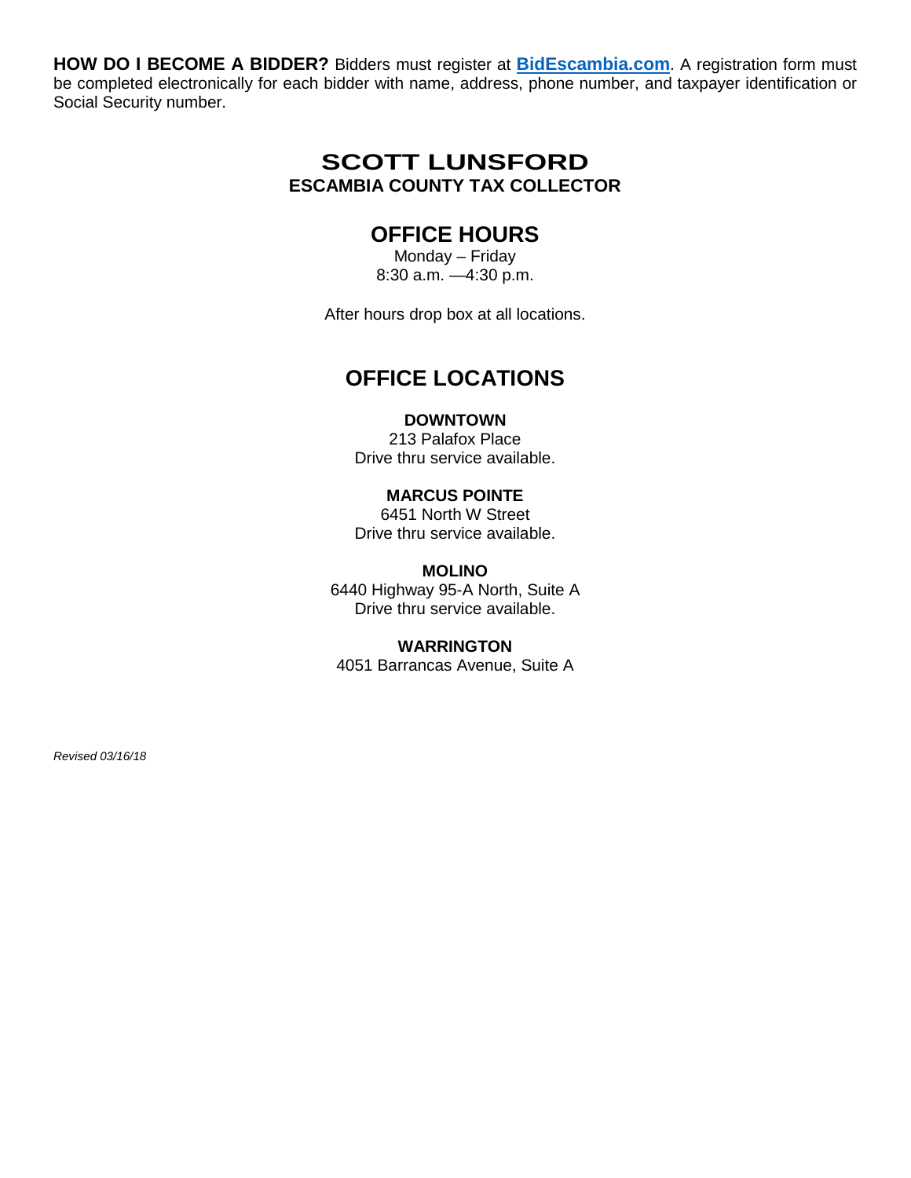**HOW DO I BECOME A BIDDER?** Bidders must register at **BidEscambia.com**. A registration form must be completed electronically for each bidder with name, address, phone number, and taxpayer identification or Social Security number.

# SCOTT LUNSFORD

**ESCAMBIA COUNTY TAX COLLECTOR**

## OFFICE HOURS

Monday – Friday
8:30 a.m. —4:30 p.m.

After hours drop box at all locations.

## OFFICE LOCATIONS

**DOWNTOWN**
213 Palafox Place
Drive thru service available.

**MARCUS POINTE**
6451 North W Street
Drive thru service available.

**MOLINO**
6440 Highway 95-A North, Suite A
Drive thru service available.

**WARRINGTON**
4051 Barrancas Avenue, Suite A

*Revised 03/16/18*